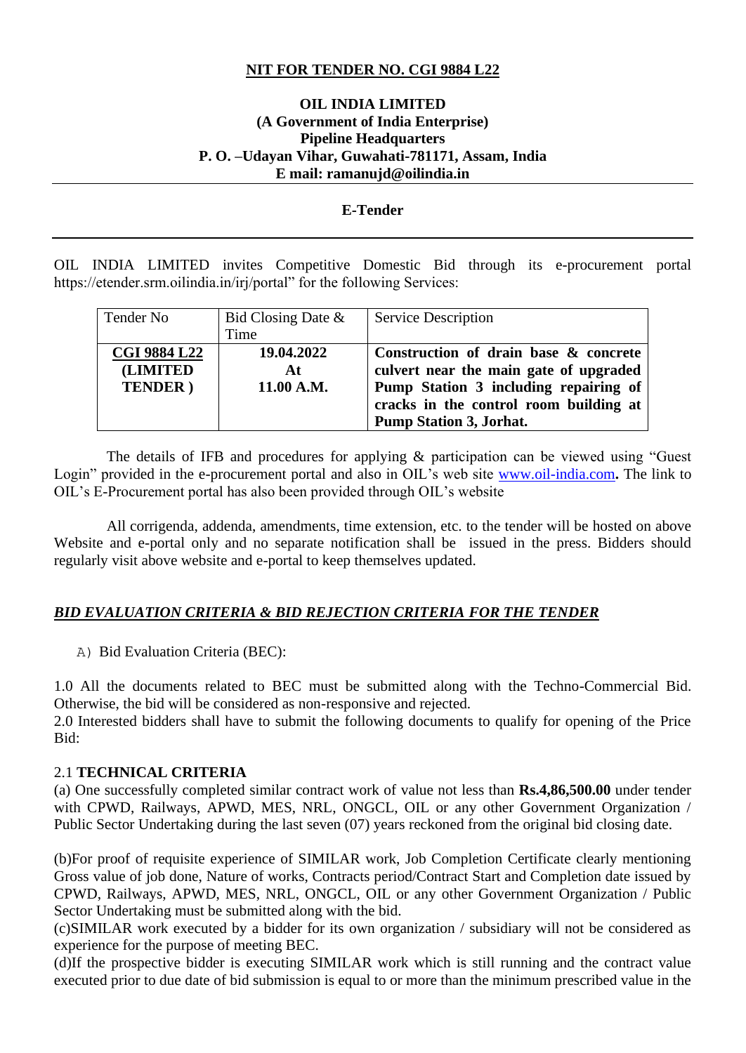**NIT FOR TENDER NO. CGI 9884 L22**

**OIL INDIA LIMITED**
**(A Government of India Enterprise)**
**Pipeline Headquarters**
**P. O. –Udayan Vihar, Guwahati-781171, Assam, India**
**E mail: ramanujd@oilindia.in**

**E-Tender**

OIL INDIA LIMITED invites Competitive Domestic Bid through its e-procurement portal https://etender.srm.oilindia.in/irj/portal" for the following Services:

| Tender No | Bid Closing Date & Time | Service Description |
|---|---|---|
| **CGI 9884 L22 (LIMITED TENDER )** | **19.04.2022 At 11.00 A.M.** | **Construction of drain base & concrete culvert near the main gate of upgraded Pump Station 3 including repairing of cracks in the control room building at Pump Station 3, Jorhat.** |

The details of IFB and procedures for applying & participation can be viewed using "Guest Login" provided in the e-procurement portal and also in OIL's web site www.oil-india.com**.** The link to OIL's E-Procurement portal has also been provided through OIL's website

All corrigenda, addenda, amendments, time extension, etc. to the tender will be hosted on above Website and e-portal only and no separate notification shall be issued in the press. Bidders should regularly visit above website and e-portal to keep themselves updated.

***BID EVALUATION CRITERIA & BID REJECTION CRITERIA FOR THE TENDER***

A) Bid Evaluation Criteria (BEC):

1.0 All the documents related to BEC must be submitted along with the Techno-Commercial Bid. Otherwise, the bid will be considered as non-responsive and rejected.
2.0 Interested bidders shall have to submit the following documents to qualify for opening of the Price Bid:

2.1 **TECHNICAL CRITERIA**
(a) One successfully completed similar contract work of value not less than **Rs.4,86,500.00** under tender with CPWD, Railways, APWD, MES, NRL, ONGCL, OIL or any other Government Organization / Public Sector Undertaking during the last seven (07) years reckoned from the original bid closing date.

(b)For proof of requisite experience of SIMILAR work, Job Completion Certificate clearly mentioning Gross value of job done, Nature of works, Contracts period/Contract Start and Completion date issued by CPWD, Railways, APWD, MES, NRL, ONGCL, OIL or any other Government Organization / Public Sector Undertaking must be submitted along with the bid.
(c)SIMILAR work executed by a bidder for its own organization / subsidiary will not be considered as experience for the purpose of meeting BEC.
(d)If the prospective bidder is executing SIMILAR work which is still running and the contract value executed prior to due date of bid submission is equal to or more than the minimum prescribed value in the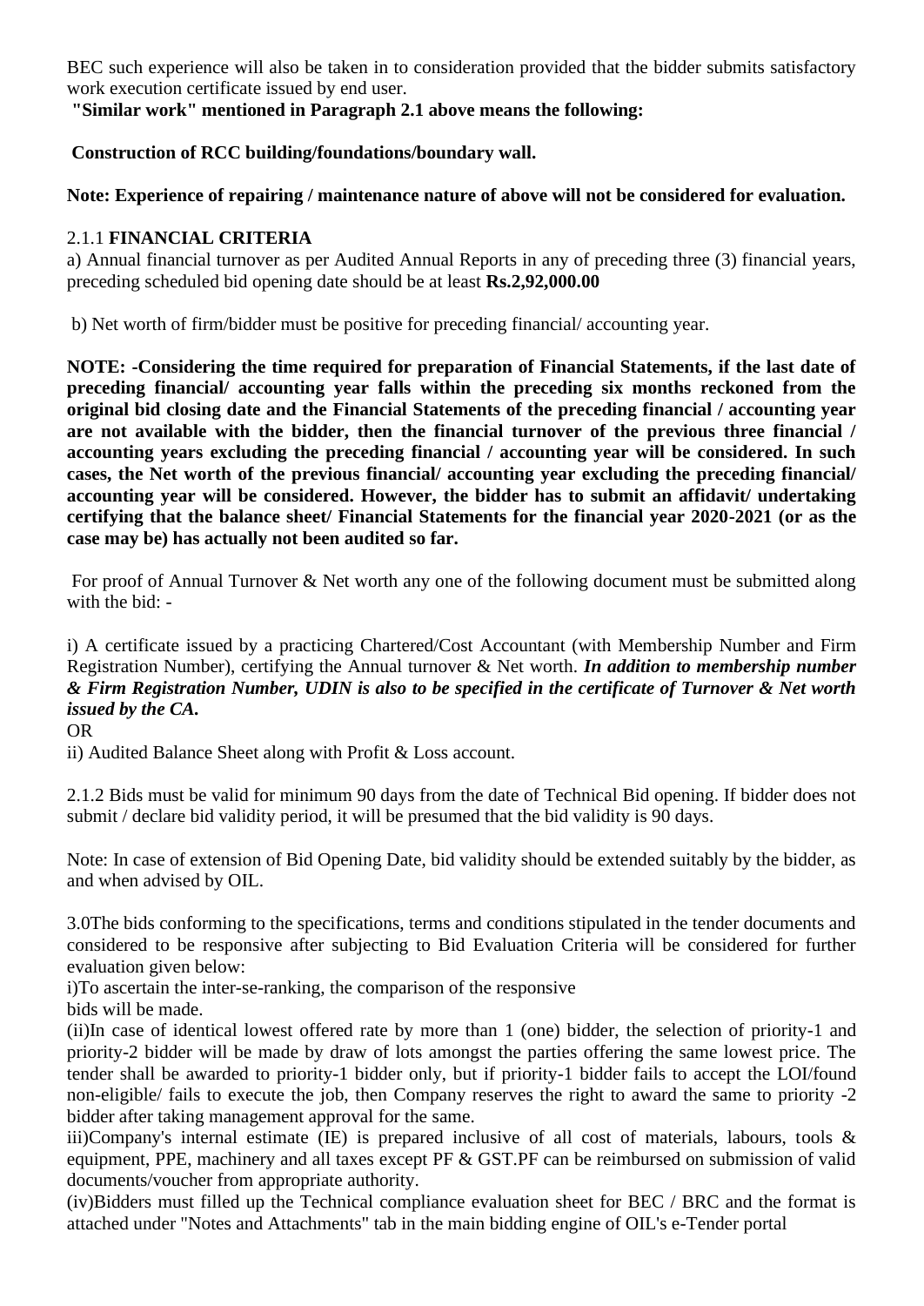BEC such experience will also be taken in to consideration provided that the bidder submits satisfactory work execution certificate issued by end user.

**"Similar work" mentioned in Paragraph 2.1 above means the following:**

**Construction of RCC building/foundations/boundary wall.**

**Note: Experience of repairing / maintenance nature of above will not be considered for evaluation.**

2.1.1 **FINANCIAL CRITERIA**

a) Annual financial turnover as per Audited Annual Reports in any of preceding three (3) financial years, preceding scheduled bid opening date should be at least **Rs.2,92,000.00**

b) Net worth of firm/bidder must be positive for preceding financial/ accounting year.

**NOTE: -Considering the time required for preparation of Financial Statements, if the last date of preceding financial/ accounting year falls within the preceding six months reckoned from the original bid closing date and the Financial Statements of the preceding financial / accounting year are not available with the bidder, then the financial turnover of the previous three financial / accounting years excluding the preceding financial / accounting year will be considered. In such cases, the Net worth of the previous financial/ accounting year excluding the preceding financial/ accounting year will be considered. However, the bidder has to submit an affidavit/ undertaking certifying that the balance sheet/ Financial Statements for the financial year 2020-2021 (or as the case may be) has actually not been audited so far.**

For proof of Annual Turnover & Net worth any one of the following document must be submitted along with the bid: -

i) A certificate issued by a practicing Chartered/Cost Accountant (with Membership Number and Firm Registration Number), certifying the Annual turnover & Net worth. ***In addition to membership number & Firm Registration Number, UDIN is also to be specified in the certificate of Turnover & Net worth issued by the CA.***

OR

ii) Audited Balance Sheet along with Profit & Loss account.

2.1.2 Bids must be valid for minimum 90 days from the date of Technical Bid opening. If bidder does not submit / declare bid validity period, it will be presumed that the bid validity is 90 days.

Note: In case of extension of Bid Opening Date, bid validity should be extended suitably by the bidder, as and when advised by OIL.

3.0The bids conforming to the specifications, terms and conditions stipulated in the tender documents and considered to be responsive after subjecting to Bid Evaluation Criteria will be considered for further evaluation given below:

i)To ascertain the inter-se-ranking, the comparison of the responsive bids will be made.

(ii)In case of identical lowest offered rate by more than 1 (one) bidder, the selection of priority-1 and priority-2 bidder will be made by draw of lots amongst the parties offering the same lowest price. The tender shall be awarded to priority-1 bidder only, but if priority-1 bidder fails to accept the LOI/found non-eligible/ fails to execute the job, then Company reserves the right to award the same to priority -2 bidder after taking management approval for the same.

iii)Company's internal estimate (IE) is prepared inclusive of all cost of materials, labours, tools & equipment, PPE, machinery and all taxes except PF & GST.PF can be reimbursed on submission of valid documents/voucher from appropriate authority.

(iv)Bidders must filled up the Technical compliance evaluation sheet for BEC / BRC and the format is attached under "Notes and Attachments" tab in the main bidding engine of OIL's e-Tender portal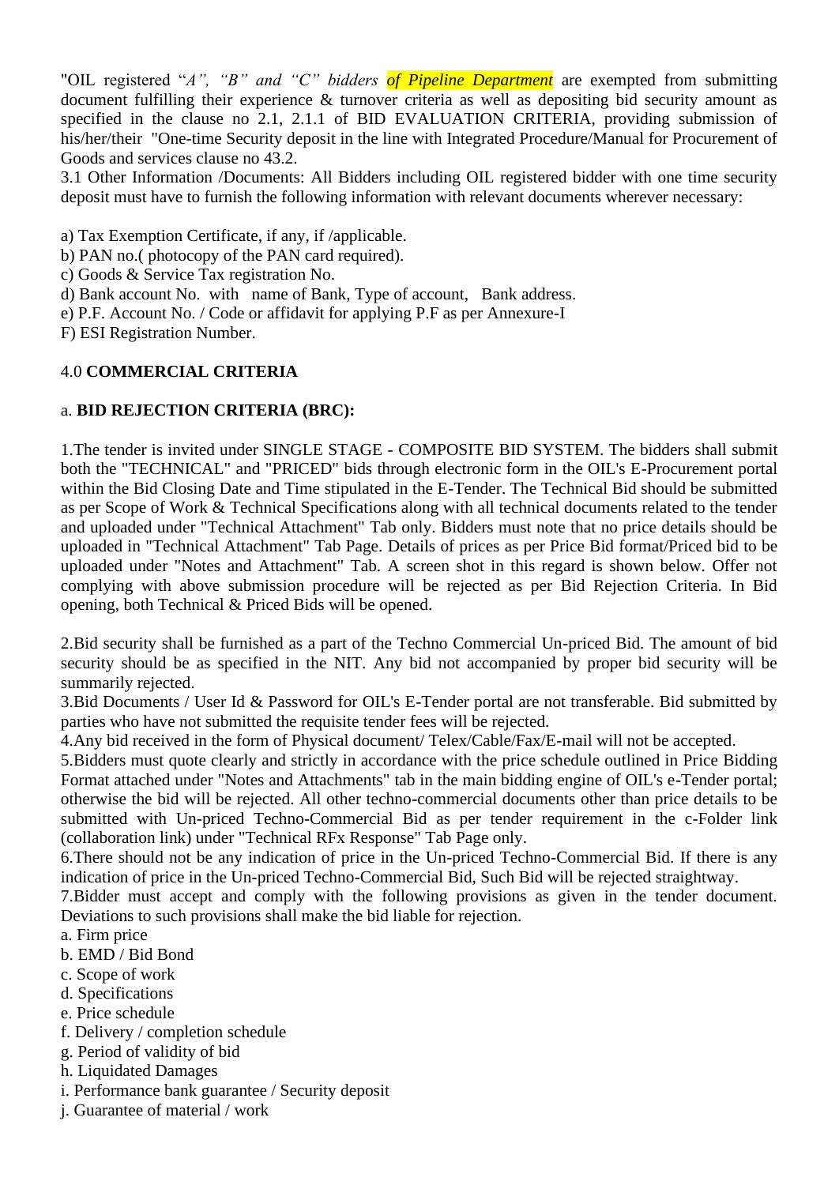"OIL registered "*A", "B" and "C" bidders* *of Pipeline Department* are exempted from submitting document fulfilling their experience & turnover criteria as well as depositing bid security amount as specified in the clause no 2.1, 2.1.1 of BID EVALUATION CRITERIA, providing submission of his/her/their "One-time Security deposit in the line with Integrated Procedure/Manual for Procurement of Goods and services clause no 43.2.

3.1 Other Information /Documents: All Bidders including OIL registered bidder with one time security deposit must have to furnish the following information with relevant documents wherever necessary:

a) Tax Exemption Certificate, if any, if /applicable.
b) PAN no.( photocopy of the PAN card required).
c) Goods & Service Tax registration No.
d) Bank account No. with name of Bank, Type of account, Bank address.
e) P.F. Account No. / Code or affidavit for applying P.F as per Annexure-I
F) ESI Registration Number.

4.0 **COMMERCIAL CRITERIA**

a. **BID REJECTION CRITERIA (BRC):**

1.The tender is invited under SINGLE STAGE - COMPOSITE BID SYSTEM. The bidders shall submit both the "TECHNICAL" and "PRICED" bids through electronic form in the OIL's E-Procurement portal within the Bid Closing Date and Time stipulated in the E-Tender. The Technical Bid should be submitted as per Scope of Work & Technical Specifications along with all technical documents related to the tender and uploaded under "Technical Attachment" Tab only. Bidders must note that no price details should be uploaded in "Technical Attachment" Tab Page. Details of prices as per Price Bid format/Priced bid to be uploaded under "Notes and Attachment" Tab. A screen shot in this regard is shown below. Offer not complying with above submission procedure will be rejected as per Bid Rejection Criteria. In Bid opening, both Technical & Priced Bids will be opened.

2.Bid security shall be furnished as a part of the Techno Commercial Un-priced Bid. The amount of bid security should be as specified in the NIT. Any bid not accompanied by proper bid security will be summarily rejected.

3.Bid Documents / User Id & Password for OIL's E-Tender portal are not transferable. Bid submitted by parties who have not submitted the requisite tender fees will be rejected.

4.Any bid received in the form of Physical document/ Telex/Cable/Fax/E-mail will not be accepted.

5.Bidders must quote clearly and strictly in accordance with the price schedule outlined in Price Bidding Format attached under "Notes and Attachments" tab in the main bidding engine of OIL's e-Tender portal; otherwise the bid will be rejected. All other techno-commercial documents other than price details to be submitted with Un-priced Techno-Commercial Bid as per tender requirement in the c-Folder link (collaboration link) under "Technical RFx Response" Tab Page only.

6.There should not be any indication of price in the Un-priced Techno-Commercial Bid. If there is any indication of price in the Un-priced Techno-Commercial Bid, Such Bid will be rejected straightway.

7.Bidder must accept and comply with the following provisions as given in the tender document. Deviations to such provisions shall make the bid liable for rejection.

a. Firm price
b. EMD / Bid Bond
c. Scope of work
d. Specifications
e. Price schedule
f. Delivery / completion schedule
g. Period of validity of bid
h. Liquidated Damages
i. Performance bank guarantee / Security deposit
j. Guarantee of material / work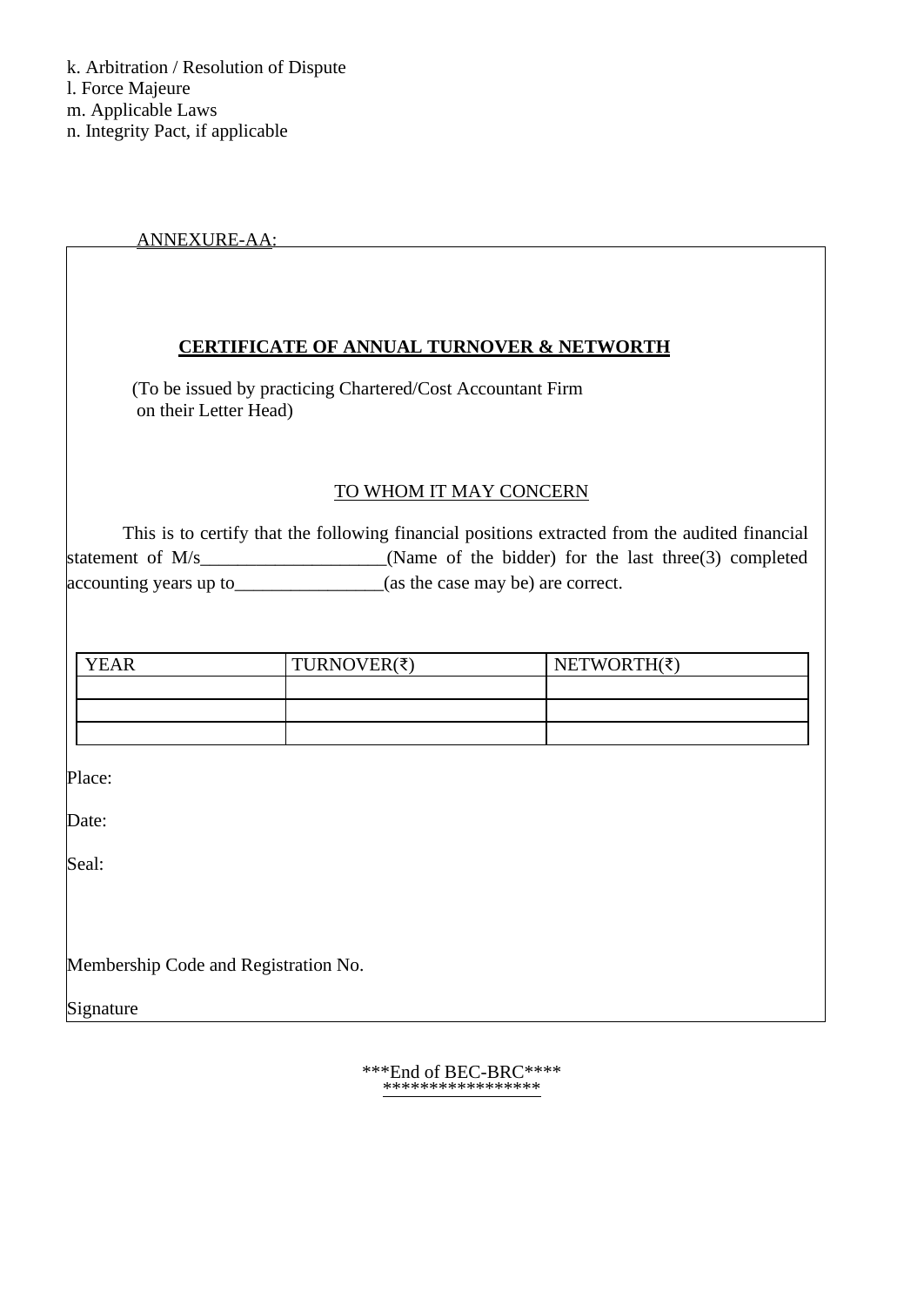k. Arbitration / Resolution of Dispute
l. Force Majeure
m. Applicable Laws
n. Integrity Pact, if applicable

ANNEXURE-AA:

## CERTIFICATE OF ANNUAL TURNOVER & NETWORTH

(To be issued by practicing Chartered/Cost Accountant Firm on their Letter Head)

TO WHOM IT MAY CONCERN

This is to certify that the following financial positions extracted from the audited financial statement of M/s___________________(Name of the bidder) for the last three(3) completed accounting years up to_______________(as the case may be) are correct.

| YEAR | TURNOVER(₹) | NETWORTH(₹) |
|---|---|---|
| | | |
| | | |
| | | |

Place:

Date:

Seal:

Membership Code and Registration No.

Signature

***End of BEC-BRC****
*****************